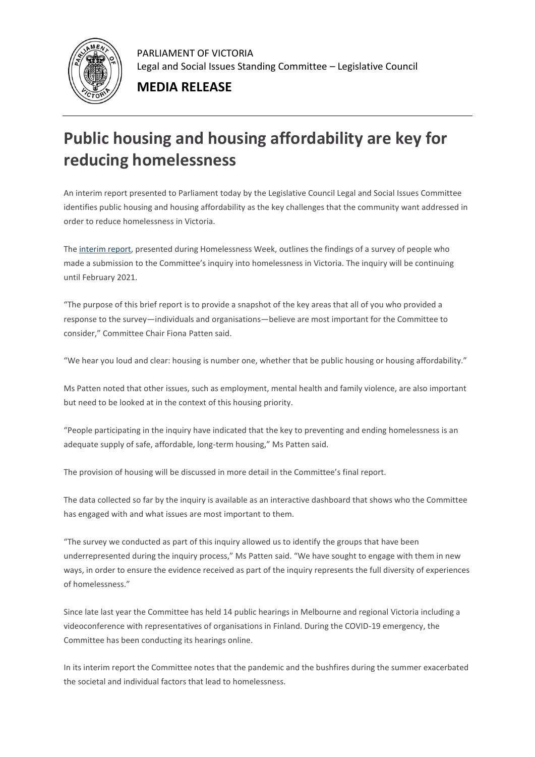PARLIAMENT OF VICTORIA
Legal and Social Issues Standing Committee – Legislative Council

**MEDIA RELEASE**

# Public housing and housing affordability are key for reducing homelessness

An interim report presented to Parliament today by the Legislative Council Legal and Social Issues Committee identifies public housing and housing affordability as the key challenges that the community want addressed in order to reduce homelessness in Victoria.

The interim report, presented during Homelessness Week, outlines the findings of a survey of people who made a submission to the Committee's inquiry into homelessness in Victoria. The inquiry will be continuing until February 2021.

"The purpose of this brief report is to provide a snapshot of the key areas that all of you who provided a response to the survey—individuals and organisations—believe are most important for the Committee to consider," Committee Chair Fiona Patten said.

"We hear you loud and clear: housing is number one, whether that be public housing or housing affordability."

Ms Patten noted that other issues, such as employment, mental health and family violence, are also important but need to be looked at in the context of this housing priority.

"People participating in the inquiry have indicated that the key to preventing and ending homelessness is an adequate supply of safe, affordable, long-term housing," Ms Patten said.

The provision of housing will be discussed in more detail in the Committee's final report.

The data collected so far by the inquiry is available as an interactive dashboard that shows who the Committee has engaged with and what issues are most important to them.

"The survey we conducted as part of this inquiry allowed us to identify the groups that have been underrepresented during the inquiry process," Ms Patten said. "We have sought to engage with them in new ways, in order to ensure the evidence received as part of the inquiry represents the full diversity of experiences of homelessness."

Since late last year the Committee has held 14 public hearings in Melbourne and regional Victoria including a videoconference with representatives of organisations in Finland. During the COVID-19 emergency, the Committee has been conducting its hearings online.

In its interim report the Committee notes that the pandemic and the bushfires during the summer exacerbated the societal and individual factors that lead to homelessness.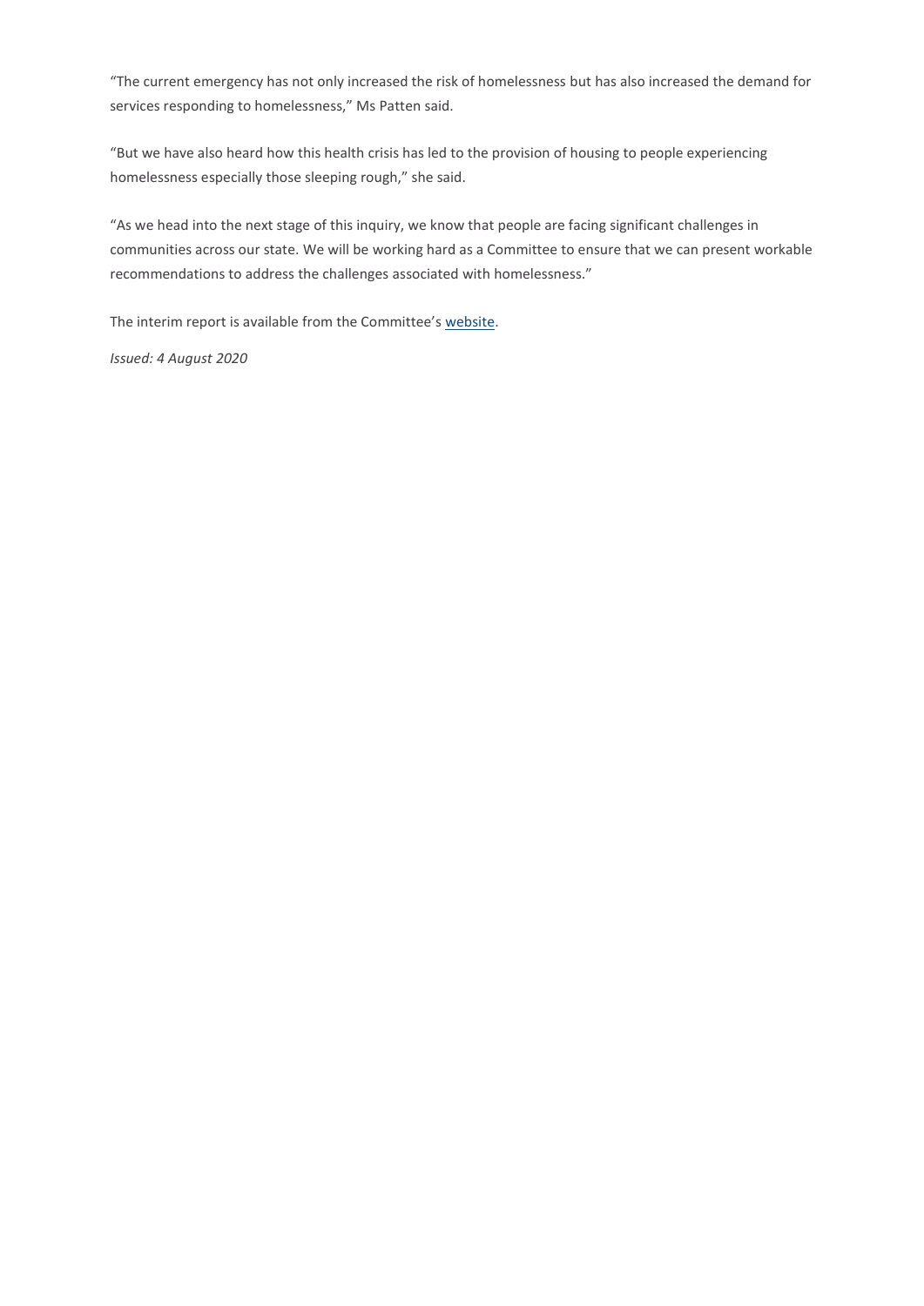"The current emergency has not only increased the risk of homelessness but has also increased the demand for services responding to homelessness," Ms Patten said.

"But we have also heard how this health crisis has led to the provision of housing to people experiencing homelessness especially those sleeping rough," she said.

"As we head into the next stage of this inquiry, we know that people are facing significant challenges in communities across our state. We will be working hard as a Committee to ensure that we can present workable recommendations to address the challenges associated with homelessness."

The interim report is available from the Committee's website.

*Issued: 4 August 2020*